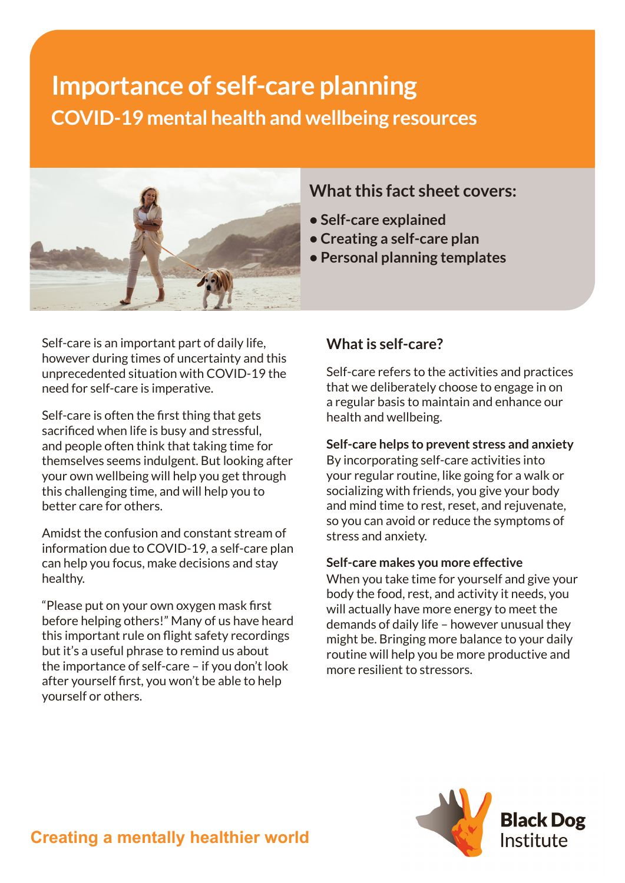# Importance of self-care planning

## COVID-19 mental health and wellbeing resources

### What this fact sheet covers:

- Self-care explained
- Creating a self-care plan
- Personal planning templates

Self-care is an important part of daily life, however during times of uncertainty and this unprecedented situation with COVID-19 the need for self-care is imperative.

Self-care is often the first thing that gets sacrificed when life is busy and stressful, and people often think that taking time for themselves seems indulgent. But looking after your own wellbeing will help you get through this challenging time, and will help you to better care for others.

Amidst the confusion and constant stream of information due to COVID-19, a self-care plan can help you focus, make decisions and stay healthy.

"Please put on your own oxygen mask first before helping others!" Many of us have heard this important rule on flight safety recordings but it's a useful phrase to remind us about the importance of self-care – if you don't look after yourself first, you won't be able to help yourself or others.

### What is self-care?

Self-care refers to the activities and practices that we deliberately choose to engage in on a regular basis to maintain and enhance our health and wellbeing.

**Self-care helps to prevent stress and anxiety**

By incorporating self-care activities into your regular routine, like going for a walk or socializing with friends, you give your body and mind time to rest, reset, and rejuvenate, so you can avoid or reduce the symptoms of stress and anxiety.

**Self-care makes you more effective**

When you take time for yourself and give your body the food, rest, and activity it needs, you will actually have more energy to meet the demands of daily life – however unusual they might be. Bringing more balance to your daily routine will help you be more productive and more resilient to stressors.

Creating a mentally healthier world

Black Dog Institute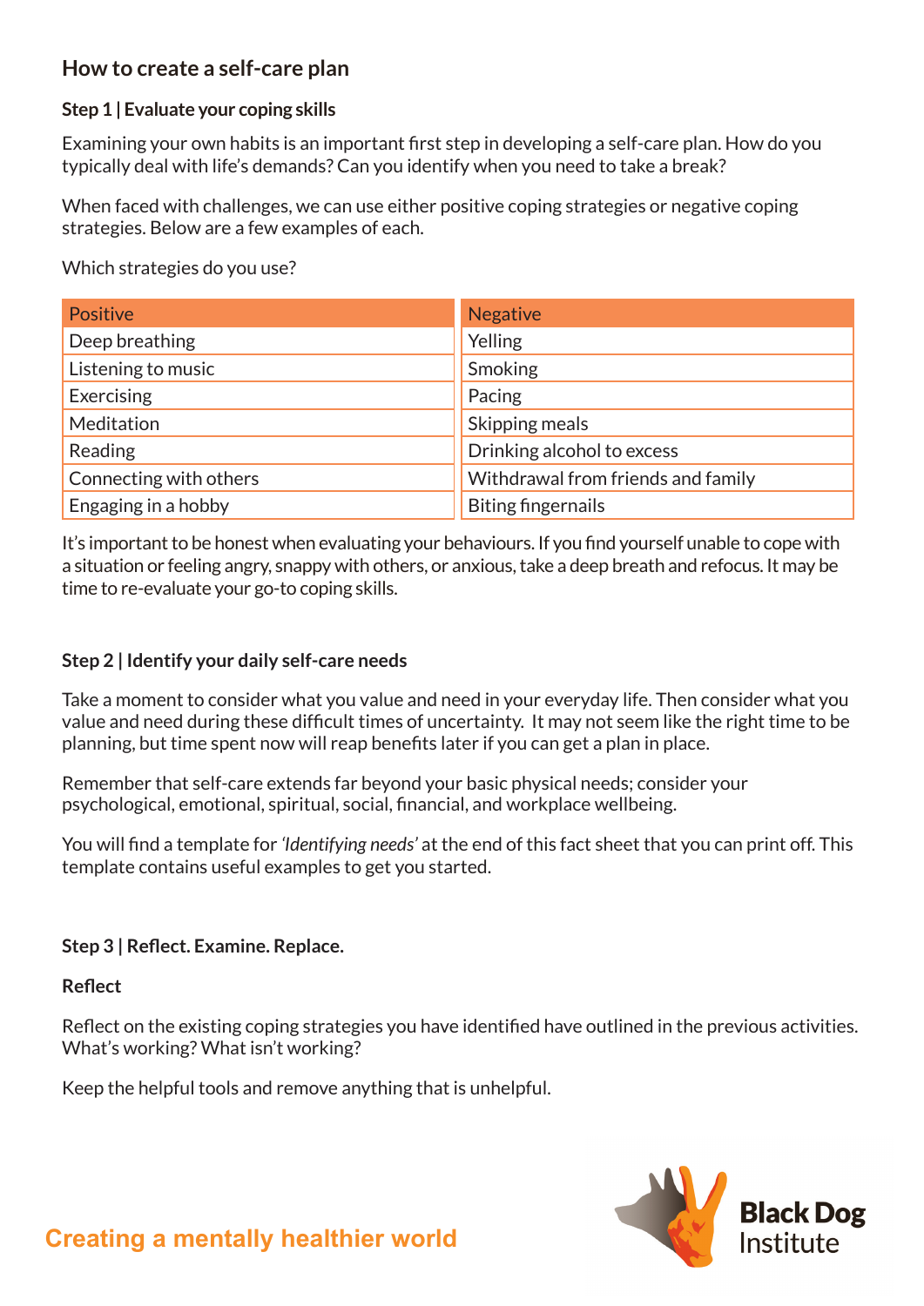## How to create a self-care plan

### Step 1 | Evaluate your coping skills

Examining your own habits is an important first step in developing a self-care plan. How do you typically deal with life's demands? Can you identify when you need to take a break?

When faced with challenges, we can use either positive coping strategies or negative coping strategies. Below are a few examples of each.

Which strategies do you use?

| Positive | Negative |
| --- | --- |
| Deep breathing | Yelling |
| Listening to music | Smoking |
| Exercising | Pacing |
| Meditation | Skipping meals |
| Reading | Drinking alcohol to excess |
| Connecting with others | Withdrawal from friends and family |
| Engaging in a hobby | Biting fingernails |

It's important to be honest when evaluating your behaviours. If you find yourself unable to cope with a situation or feeling angry, snappy with others, or anxious, take a deep breath and refocus. It may be time to re-evaluate your go-to coping skills.

### Step 2 | Identify your daily self-care needs

Take a moment to consider what you value and need in your everyday life. Then consider what you value and need during these difficult times of uncertainty. It may not seem like the right time to be planning, but time spent now will reap benefits later if you can get a plan in place.

Remember that self-care extends far beyond your basic physical needs; consider your psychological, emotional, spiritual, social, financial, and workplace wellbeing.

You will find a template for *'Identifying needs'* at the end of this fact sheet that you can print off. This template contains useful examples to get you started.

### Step 3 | Reflect. Examine. Replace.

**Reflect**

Reflect on the existing coping strategies you have identified have outlined in the previous activities. What's working? What isn't working?

Keep the helpful tools and remove anything that is unhelpful.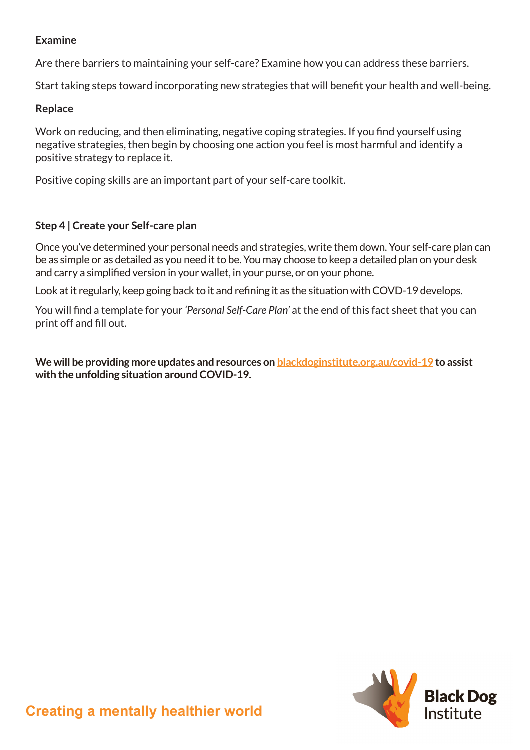**Examine**

Are there barriers to maintaining your self-care? Examine how you can address these barriers.

Start taking steps toward incorporating new strategies that will benefit your health and well-being.

**Replace**

Work on reducing, and then eliminating, negative coping strategies. If you find yourself using negative strategies, then begin by choosing one action you feel is most harmful and identify a positive strategy to replace it.

Positive coping skills are an important part of your self-care toolkit.

### Step 4 | Create your Self-care plan

Once you've determined your personal needs and strategies, write them down. Your self-care plan can be as simple or as detailed as you need it to be. You may choose to keep a detailed plan on your desk and carry a simplified version in your wallet, in your purse, or on your phone.

Look at it regularly, keep going back to it and refining it as the situation with COVD-19 develops.

You will find a template for your *'Personal Self-Care Plan'* at the end of this fact sheet that you can print off and fill out.

**We will be providing more updates and resources on [blackdoginstitute.org.au/covid-19](blackdoginstitute.org.au/covid-19) to assist with the unfolding situation around COVID-19.**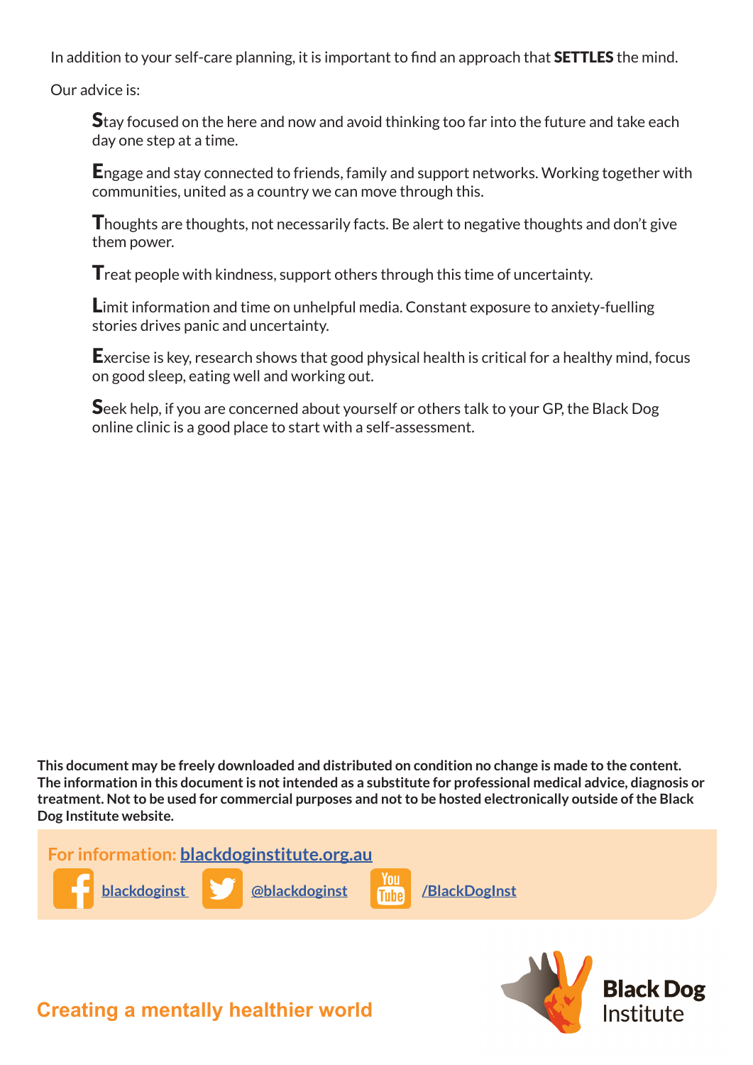In addition to your self-care planning, it is important to find an approach that **SETTLES** the mind.

Our advice is:

- **S**tay focused on the here and now and avoid thinking too far into the future and take each day one step at a time.
- **E**ngage and stay connected to friends, family and support networks. Working together with communities, united as a country we can move through this.
- **T**houghts are thoughts, not necessarily facts. Be alert to negative thoughts and don't give them power.
- **T**reat people with kindness, support others through this time of uncertainty.
- **L**imit information and time on unhelpful media. Constant exposure to anxiety-fuelling stories drives panic and uncertainty.
- **E**xercise is key, research shows that good physical health is critical for a healthy mind, focus on good sleep, eating well and working out.
- **S**eek help, if you are concerned about yourself or others talk to your GP, the Black Dog online clinic is a good place to start with a self-assessment.

**This document may be freely downloaded and distributed on condition no change is made to the content. The information in this document is not intended as a substitute for professional medical advice, diagnosis or treatment. Not to be used for commercial purposes and not to be hosted electronically outside of the Black Dog Institute website.**

**For information:** [blackdoginstitute.org.au](blackdoginstitute.org.au)

blackdoginst | @blackdoginst | /BlackDogInst

Creating a mentally healthier world

Black Dog Institute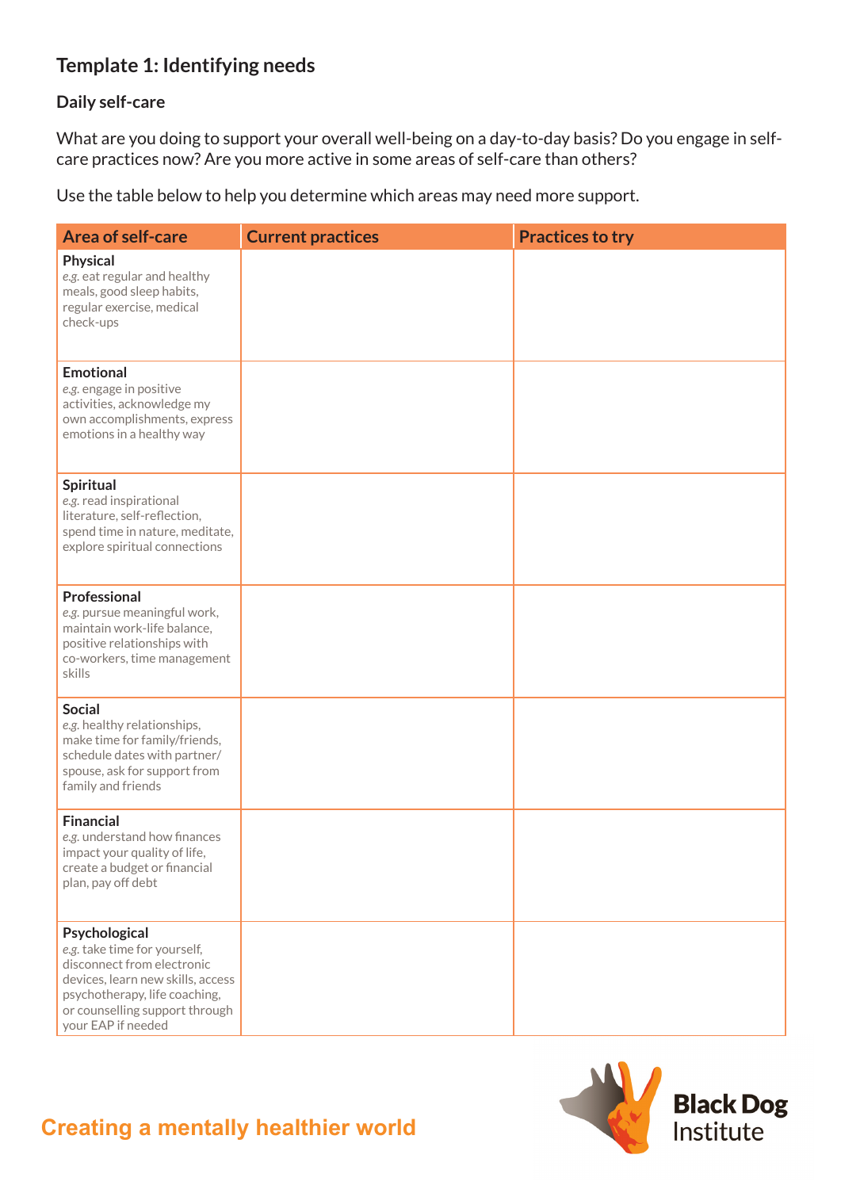## Template 1: Identifying needs

### Daily self-care

What are you doing to support your overall well-being on a day-to-day basis? Do you engage in self-care practices now? Are you more active in some areas of self-care than others?

Use the table below to help you determine which areas may need more support.

| Area of self-care | Current practices | Practices to try |
|---|---|---|
| **Physical**<br>*e.g.* eat regular and healthy meals, good sleep habits, regular exercise, medical check-ups | | |
| **Emotional**<br>*e.g.* engage in positive activities, acknowledge my own accomplishments, express emotions in a healthy way | | |
| **Spiritual**<br>*e.g.* read inspirational literature, self-reflection, spend time in nature, meditate, explore spiritual connections | | |
| **Professional**<br>*e.g.* pursue meaningful work, maintain work-life balance, positive relationships with co-workers, time management skills | | |
| **Social**<br>*e.g.* healthy relationships, make time for family/friends, schedule dates with partner/spouse, ask for support from family and friends | | |
| **Financial**<br>*e.g.* understand how finances impact your quality of life, create a budget or financial plan, pay off debt | | |
| **Psychological**<br>*e.g.* take time for yourself, disconnect from electronic devices, learn new skills, access psychotherapy, life coaching, or counselling support through your EAP if needed | | |

Creating a mentally healthier world

Black Dog Institute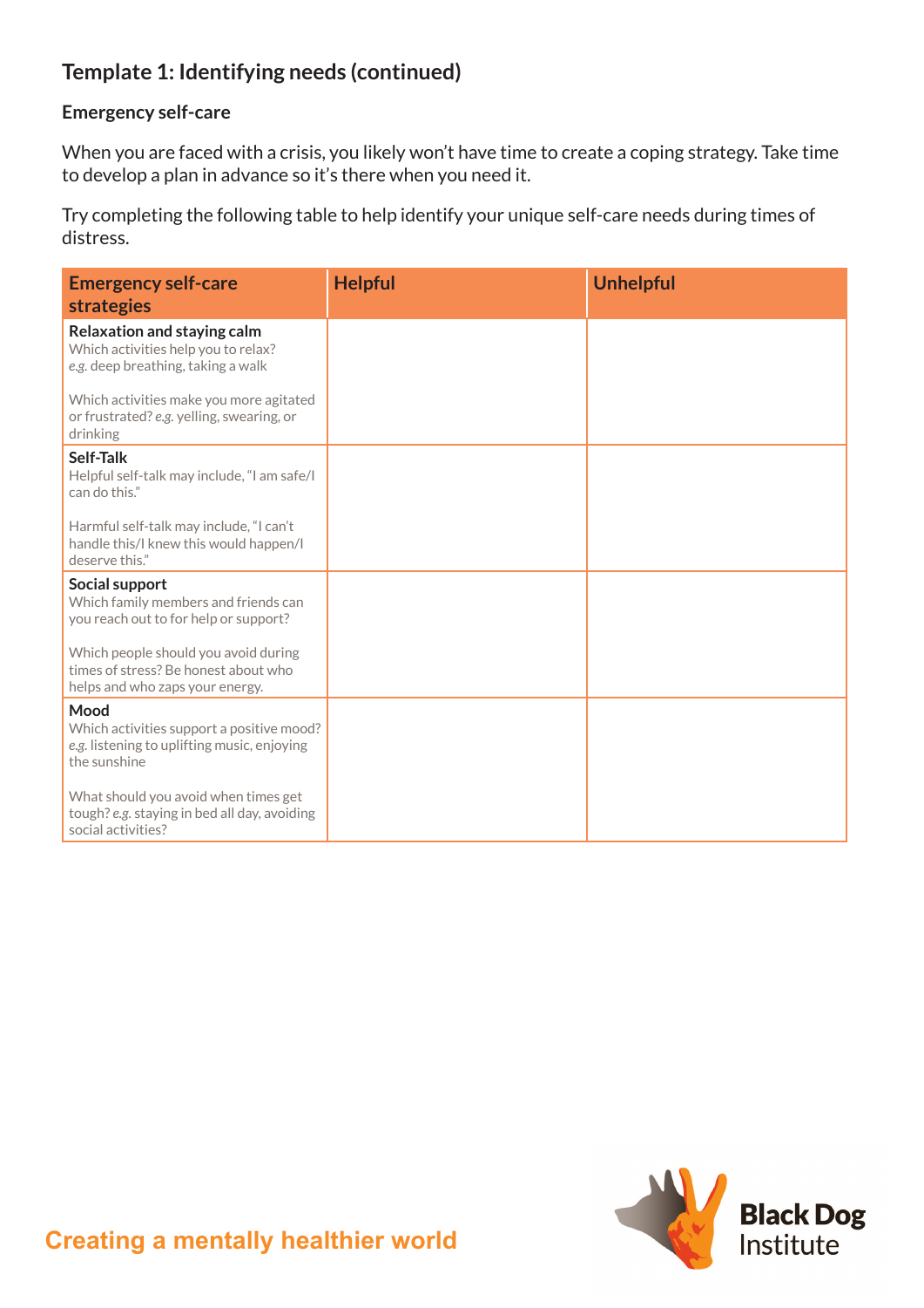## Template 1: Identifying needs (continued)

### Emergency self-care

When you are faced with a crisis, you likely won't have time to create a coping strategy. Take time to develop a plan in advance so it's there when you need it.

Try completing the following table to help identify your unique self-care needs during times of distress.

| Emergency self-care strategies | Helpful | Unhelpful |
|---|---|---|
| **Relaxation and staying calm**<br>Which activities help you to relax? *e.g.* deep breathing, taking a walk<br><br>Which activities make you more agitated or frustrated? *e.g.* yelling, swearing, or drinking | | |
| **Self-Talk**<br>Helpful self-talk may include, "I am safe/I can do this."<br><br>Harmful self-talk may include, "I can't handle this/I knew this would happen/I deserve this." | | |
| **Social support**<br>Which family members and friends can you reach out to for help or support?<br><br>Which people should you avoid during times of stress? Be honest about who helps and who zaps your energy. | | |
| **Mood**<br>Which activities support a positive mood? *e.g.* listening to uplifting music, enjoying the sunshine<br><br>What should you avoid when times get tough? *e.g.* staying in bed all day, avoiding social activities? | | |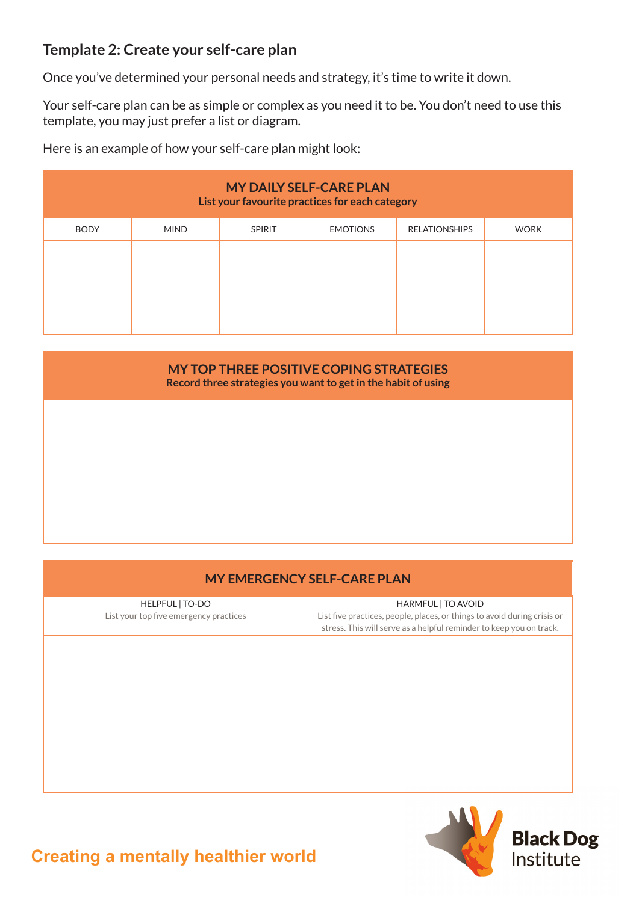## Template 2: Create your self-care plan

Once you've determined your personal needs and strategy, it's time to write it down.

Your self-care plan can be as simple or complex as you need it to be. You don't need to use this template, you may just prefer a list or diagram.

Here is an example of how your self-care plan might look:

**MY DAILY SELF-CARE PLAN**
**List your favourite practices for each category**

| BODY | MIND | SPIRIT | EMOTIONS | RELATIONSHIPS | WORK |
|---|---|---|---|---|---|
| | | | | | |

**MY TOP THREE POSITIVE COPING STRATEGIES**
**Record three strategies you want to get in the habit of using**

**MY EMERGENCY SELF-CARE PLAN**

| HELPFUL \| TO-DO<br>List your top five emergency practices | HARMFUL \| TO AVOID<br>List five practices, people, places, or things to avoid during crisis or stress. This will serve as a helpful reminder to keep you on track. |
|---|---|
| | |

Creating a mentally healthier world

Black Dog Institute